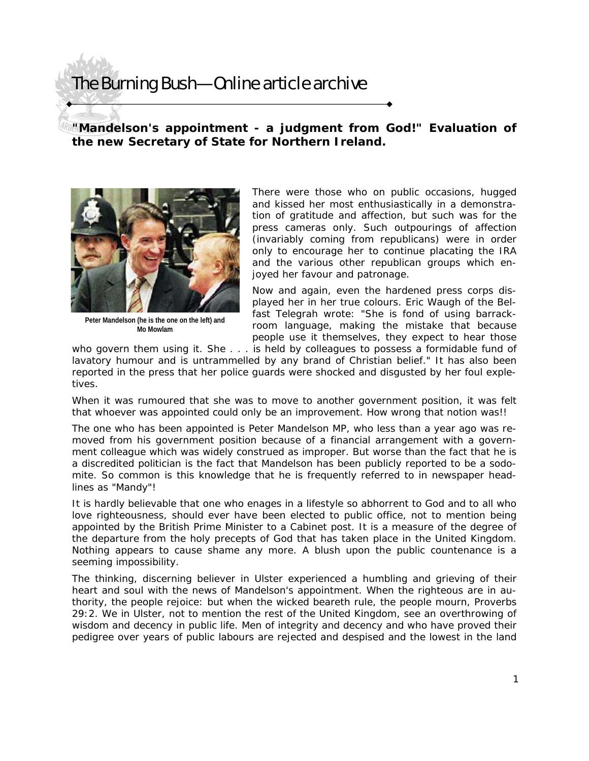# The Burning Bush—Online article archive

**"Mandelson's appointment - a judgment from God!" Evaluation of the new Secretary of State for Northern Ireland.**

Peter Mandelson (he is the one on the left) and Mo Mowlam

There were those who on public occasions, hugged and kissed her most enthusiastically in a demonstration of gratitude and affection, but such was for the press cameras only. Such outpourings of affection (invariably coming from republicans) were in order only to encourage her to continue placating the IRA and the various other republican groups which enjoyed her favour and patronage.

Now and again, even the hardened press corps displayed her in her true colours. Eric Waugh of the Belfast Telegrah wrote: "She is fond of using barrack-room language, making the mistake that because people use it themselves, they expect to hear those who govern them using it. She . . . is held by colleagues to possess a formidable fund of lavatory humour and is untrammelled by any brand of Christian belief." It has also been reported in the press that her police guards were shocked and disgusted by her foul expletives.

When it was rumoured that she was to move to another government position, it was felt that whoever was appointed could only be an improvement. How wrong that notion was!!

The one who has been appointed is Peter Mandelson MP, who less than a year ago was removed from his government position because of a financial arrangement with a government colleague which was widely construed as improper. But worse than the fact that he is a discredited politician is the fact that Mandelson has been publicly reported to be a sodomite. So common is this knowledge that he is frequently referred to in newspaper headlines as "Mandy"!

It is hardly believable that one who enages in a lifestyle so abhorrent to God and to all who love righteousness, should ever have been elected to public office, not to mention being appointed by the British Prime Minister to a Cabinet post. It is a measure of the degree of the departure from the holy precepts of God that has taken place in the United Kingdom. Nothing appears to cause shame any more. A blush upon the public countenance is a seeming impossibility.

The thinking, discerning believer in Ulster experienced a humbling and grieving of their heart and soul with the news of Mandelson's appointment. When the righteous are in authority, the people rejoice: but when the wicked beareth rule, the people mourn, Proverbs 29:2. We in Ulster, not to mention the rest of the United Kingdom, see an overthrowing of wisdom and decency in public life. Men of integrity and decency and who have proved their pedigree over years of public labours are rejected and despised and the lowest in the land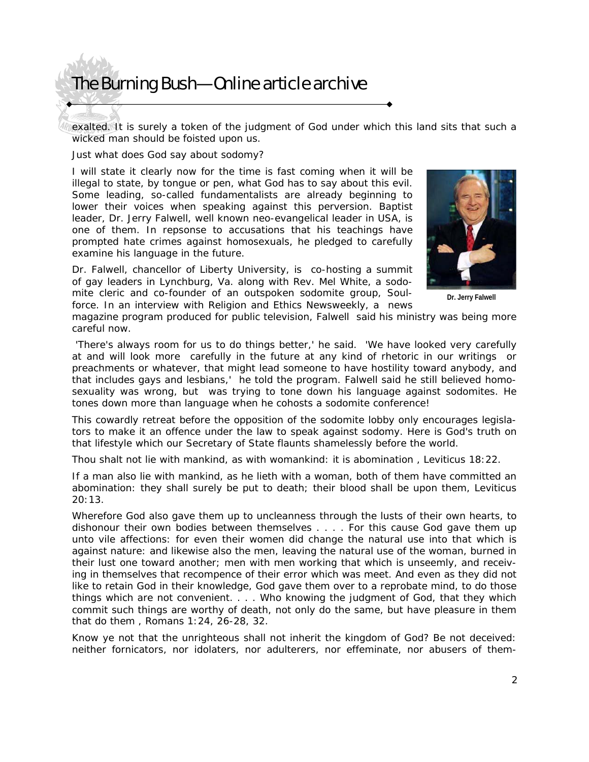exalted. It is surely a token of the judgment of God under which this land sits that such a wicked man should be foisted upon us.

Just what does God say about sodomy?

I will state it clearly now for the time is fast coming when it will be illegal to state, by tongue or pen, what God has to say about this evil. Some leading, so-called fundamentalists are already beginning to lower their voices when speaking against this perversion. Baptist leader, Dr. Jerry Falwell, well known neo-evangelical leader in USA, is one of them. In repsonse to accusations that his teachings have prompted hate crimes against homosexuals, he pledged to carefully examine his language in the future.

Dr. Jerry Falwell

Dr. Falwell, chancellor of Liberty University, is co-hosting a summit of gay leaders in Lynchburg, Va. along with Rev. Mel White, a sodomite cleric and co-founder of an outspoken sodomite group, Soulforce. In an interview with Religion and Ethics Newsweekly, a news magazine program produced for public television, Falwell said his ministry was being more careful now.

'There's always room for us to do things better,' he said. 'We have looked very carefully at and will look more carefully in the future at any kind of rhetoric in our writings or preachments or whatever, that might lead someone to have hostility toward anybody, and that includes gays and lesbians,' he told the program. Falwell said he still believed homosexuality was wrong, but was trying to tone down his language against sodomites. He tones down more than language when he cohosts a sodomite conference!

This cowardly retreat before the opposition of the sodomite lobby only encourages legislators to make it an offence under the law to speak against sodomy. Here is God's truth on that lifestyle which our Secretary of State flaunts shamelessly before the world.

Thou shalt not lie with mankind, as with womankind: it is abomination , Leviticus 18:22.

If a man also lie with mankind, as he lieth with a woman, both of them have committed an abomination: they shall surely be put to death; their blood shall be upon them, Leviticus 20:13.

Wherefore God also gave them up to uncleanness through the lusts of their own hearts, to dishonour their own bodies between themselves . . . . For this cause God gave them up unto vile affections: for even their women did change the natural use into that which is against nature: and likewise also the men, leaving the natural use of the woman, burned in their lust one toward another; men with men working that which is unseemly, and receiving in themselves that recompence of their error which was meet. And even as they did not like to retain God in their knowledge, God gave them over to a reprobate mind, to do those things which are not convenient. . . . Who knowing the judgment of God, that they which commit such things are worthy of death, not only do the same, but have pleasure in them that do them , Romans 1:24, 26-28, 32.

Know ye not that the unrighteous shall not inherit the kingdom of God? Be not deceived: neither fornicators, nor idolaters, nor adulterers, nor effeminate, nor abusers of them-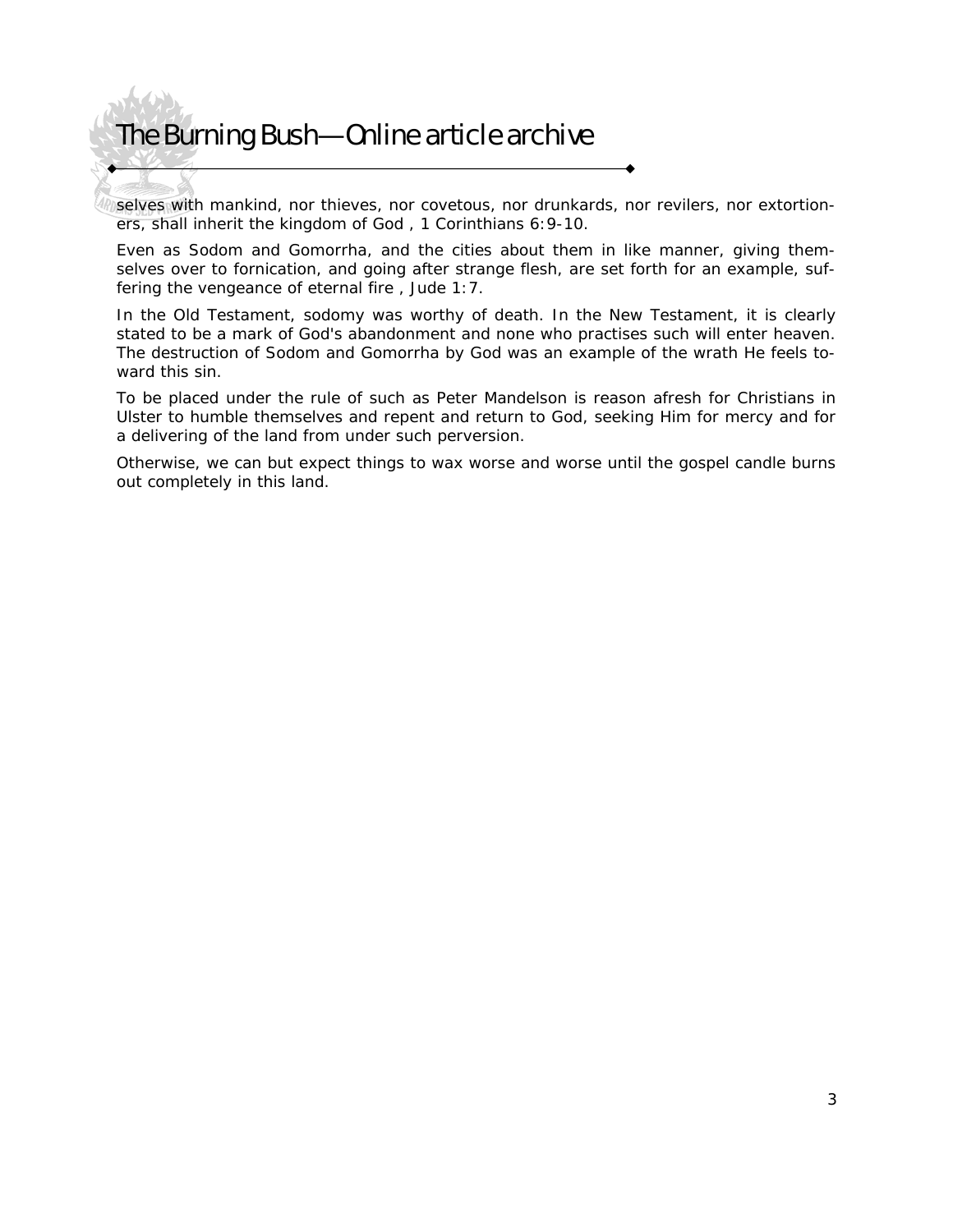selves with mankind, nor thieves, nor covetous, nor drunkards, nor revilers, nor extortioners, shall inherit the kingdom of God , 1 Corinthians 6:9-10.

Even as Sodom and Gomorrha, and the cities about them in like manner, giving themselves over to fornication, and going after strange flesh, are set forth for an example, suffering the vengeance of eternal fire , Jude 1:7.

In the Old Testament, sodomy was worthy of death. In the New Testament, it is clearly stated to be a mark of God's abandonment and none who practises such will enter heaven. The destruction of Sodom and Gomorrha by God was an example of the wrath He feels toward this sin.

To be placed under the rule of such as Peter Mandelson is reason afresh for Christians in Ulster to humble themselves and repent and return to God, seeking Him for mercy and for a delivering of the land from under such perversion.

Otherwise, we can but expect things to wax worse and worse until the gospel candle burns out completely in this land.